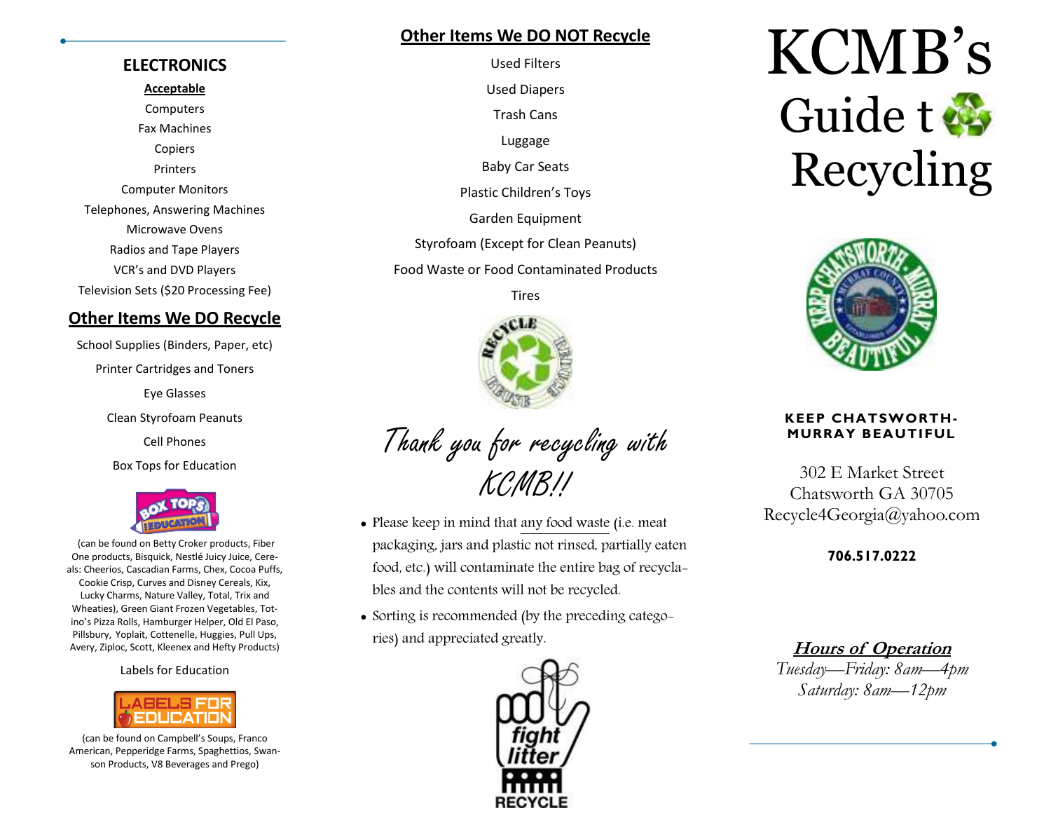## ELECTRONICS

**Acceptable**

Computers

Fax Machines

Copiers

Printers

Computer Monitors

Telephones, Answering Machines

Microwave Ovens

Radios and Tape Players

VCR's and DVD Players

Television Sets ($20 Processing Fee)

## Other Items We DO Recycle

School Supplies (Binders, Paper, etc)

Printer Cartridges and Toners

Eye Glasses

Clean Styrofoam Peanuts

Cell Phones

Box Tops for Education

(can be found on Betty Crocker products, Fiber One products, Bisquick, Nestlé Juicy Juice, Cereals: Cheerios, Cascadian Farms, Chex, Cocoa Puffs, Cookie Crisp, Curves and Disney Cereals, Kix, Lucky Charms, Nature Valley, Total, Trix and Wheaties), Green Giant Frozen Vegetables, Totino's Pizza Rolls, Hamburger Helper, Old El Paso, Pillsbury, Yoplait, Cottenelle, Huggies, Pull Ups, Avery, Ziploc, Scott, Kleenex and Hefty Products)

Labels for Education

(can be found on Campbell's Soups, Franco American, Pepperidge Farms, Spaghettios, Swanson Products, V8 Beverages and Prego)

## Other Items We DO NOT Recycle

Used Filters

Used Diapers

Trash Cans

Luggage

Baby Car Seats

Plastic Children's Toys

Garden Equipment

Styrofoam (Except for Clean Peanuts)

Food Waste or Food Contaminated Products

Tires

*Thank you for recycling with KCMB!!*

- Please keep in mind that any food waste (i.e. meat packaging, jars and plastic not rinsed, partially eaten food, etc.) will contaminate the entire bag of recyclables and the contents will not be recycled.
- Sorting is recommended (by the preceding categories) and appreciated greatly.

# KCMB's Guide to Recycling

**KEEP CHATSWORTH-MURRAY BEAUTIFUL**

302 E Market Street
Chatsworth GA 30705
Recycle4Georgia@yahoo.com

**706.517.0222**

***Hours of Operation***

*Tuesday—Friday: 8am—4pm*
*Saturday: 8am—12pm*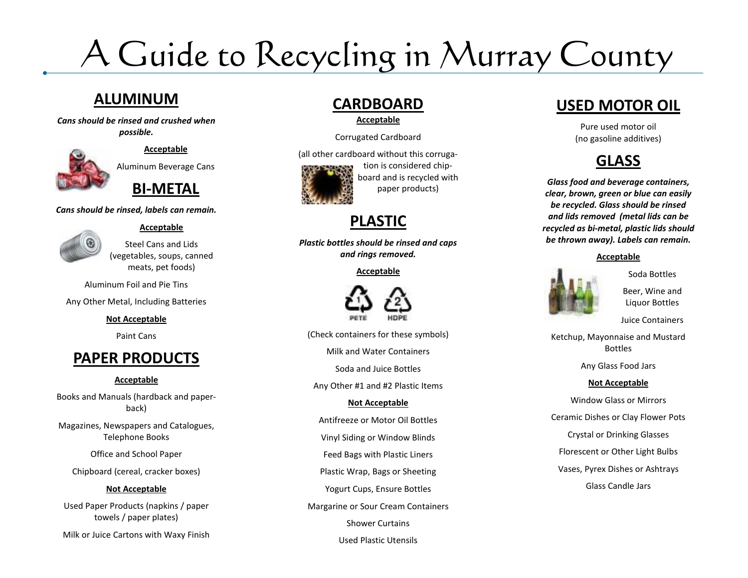# A Guide to Recycling in Murray County

## ALUMINUM

***Cans should be rinsed and crushed when possible.***

**Acceptable**

Aluminum Beverage Cans

## BI-METAL

***Cans should be rinsed, labels can remain.***

**Acceptable**

Steel Cans and Lids (vegetables, soups, canned meats, pet foods)

Aluminum Foil and Pie Tins

Any Other Metal, Including Batteries

**Not Acceptable**

Paint Cans

## PAPER PRODUCTS

**Acceptable**

Books and Manuals (hardback and paperback)

Magazines, Newspapers and Catalogues, Telephone Books

Office and School Paper

Chipboard (cereal, cracker boxes)

**Not Acceptable**

Used Paper Products (napkins / paper towels / paper plates)

Milk or Juice Cartons with Waxy Finish

## CARDBOARD

**Acceptable**

Corrugated Cardboard

(all other cardboard without this corrugation is considered chipboard and is recycled with paper products)

## PLASTIC

***Plastic bottles should be rinsed and caps and rings removed.***

**Acceptable**

1 PETE 2 HDPE

(Check containers for these symbols)

Milk and Water Containers

Soda and Juice Bottles

Any Other #1 and #2 Plastic Items

**Not Acceptable**

Antifreeze or Motor Oil Bottles

Vinyl Siding or Window Blinds

Feed Bags with Plastic Liners

Plastic Wrap, Bags or Sheeting

Yogurt Cups, Ensure Bottles

Margarine or Sour Cream Containers

Shower Curtains

Used Plastic Utensils

## USED MOTOR OIL

Pure used motor oil (no gasoline additives)

## GLASS

***Glass food and beverage containers, clear, brown, green or blue can easily be recycled. Glass should be rinsed and lids removed (metal lids can be recycled as bi-metal, plastic lids should be thrown away). Labels can remain.***

**Acceptable**

Soda Bottles

Beer, Wine and Liquor Bottles

Juice Containers

Ketchup, Mayonnaise and Mustard Bottles

Any Glass Food Jars

**Not Acceptable**

Window Glass or Mirrors

Ceramic Dishes or Clay Flower Pots

Crystal or Drinking Glasses

Florescent or Other Light Bulbs

Vases, Pyrex Dishes or Ashtrays

Glass Candle Jars